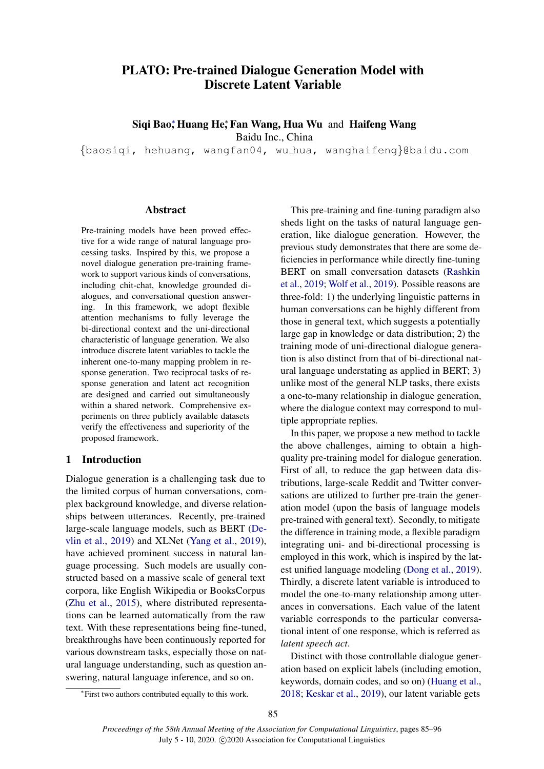# PLATO: Pre-trained Dialogue Generation Model with Discrete Latent Variable

**Siqi Bao**\*, **Huang He**\*, **Fan Wang, Hua Wu** and **Haifeng Wang**
Baidu Inc., China
{baosiqi, hehuang, wangfan04, wu_hua, wanghaifeng}@baidu.com

## Abstract

Pre-training models have been proved effective for a wide range of natural language processing tasks. Inspired by this, we propose a novel dialogue generation pre-training framework to support various kinds of conversations, including chit-chat, knowledge grounded dialogues, and conversational question answering. In this framework, we adopt flexible attention mechanisms to fully leverage the bi-directional context and the uni-directional characteristic of language generation. We also introduce discrete latent variables to tackle the inherent one-to-many mapping problem in response generation. Two reciprocal tasks of response generation and latent act recognition are designed and carried out simultaneously within a shared network. Comprehensive experiments on three publicly available datasets verify the effectiveness and superiority of the proposed framework.

## 1 Introduction

Dialogue generation is a challenging task due to the limited corpus of human conversations, complex background knowledge, and diverse relationships between utterances. Recently, pre-trained large-scale language models, such as BERT (Devlin et al., 2019) and XLNet (Yang et al., 2019), have achieved prominent success in natural language processing. Such models are usually constructed based on a massive scale of general text corpora, like English Wikipedia or BooksCorpus (Zhu et al., 2015), where distributed representations can be learned automatically from the raw text. With these representations being fine-tuned, breakthroughs have been continuously reported for various downstream tasks, especially those on natural language understanding, such as question answering, natural language inference, and so on.

This pre-training and fine-tuning paradigm also sheds light on the tasks of natural language generation, like dialogue generation. However, the previous study demonstrates that there are some deficiencies in performance while directly fine-tuning BERT on small conversation datasets (Rashkin et al., 2019; Wolf et al., 2019). Possible reasons are three-fold: 1) the underlying linguistic patterns in human conversations can be highly different from those in general text, which suggests a potentially large gap in knowledge or data distribution; 2) the training mode of uni-directional dialogue generation is also distinct from that of bi-directional natural language understating as applied in BERT; 3) unlike most of the general NLP tasks, there exists a one-to-many relationship in dialogue generation, where the dialogue context may correspond to multiple appropriate replies.

In this paper, we propose a new method to tackle the above challenges, aiming to obtain a high-quality pre-training model for dialogue generation. First of all, to reduce the gap between data distributions, large-scale Reddit and Twitter conversations are utilized to further pre-train the generation model (upon the basis of language models pre-trained with general text). Secondly, to mitigate the difference in training mode, a flexible paradigm integrating uni- and bi-directional processing is employed in this work, which is inspired by the latest unified language modeling (Dong et al., 2019). Thirdly, a discrete latent variable is introduced to model the one-to-many relationship among utterances in conversations. Each value of the latent variable corresponds to the particular conversational intent of one response, which is referred as *latent speech act*.

Distinct with those controllable dialogue generation based on explicit labels (including emotion, keywords, domain codes, and so on) (Huang et al., 2018; Keskar et al., 2019), our latent variable gets

\*First two authors contributed equally to this work.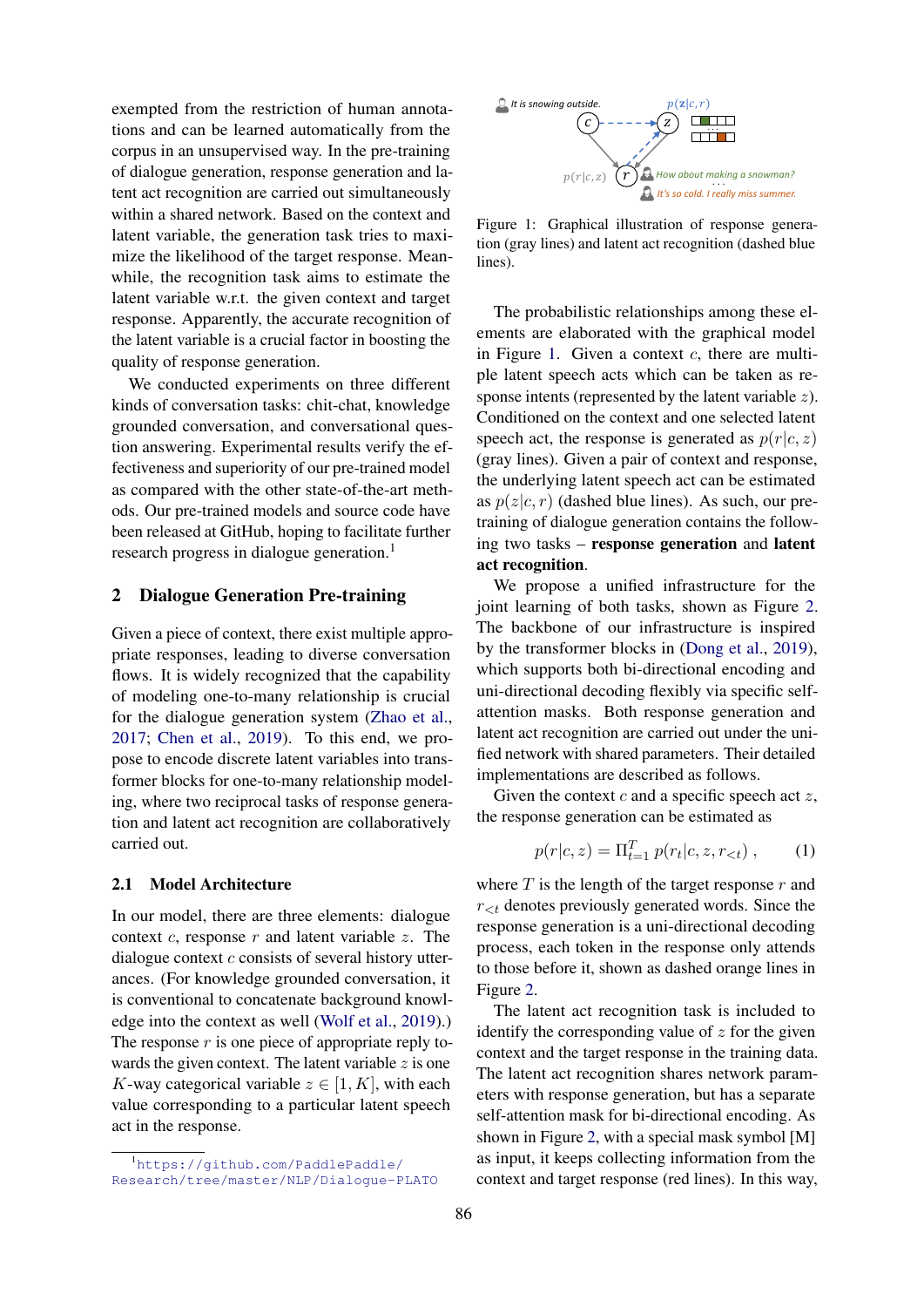exempted from the restriction of human annotations and can be learned automatically from the corpus in an unsupervised way. In the pre-training of dialogue generation, response generation and latent act recognition are carried out simultaneously within a shared network. Based on the context and latent variable, the generation task tries to maximize the likelihood of the target response. Meanwhile, the recognition task aims to estimate the latent variable w.r.t. the given context and target response. Apparently, the accurate recognition of the latent variable is a crucial factor in boosting the quality of response generation.

We conducted experiments on three different kinds of conversation tasks: chit-chat, knowledge grounded conversation, and conversational question answering. Experimental results verify the effectiveness and superiority of our pre-trained model as compared with the other state-of-the-art methods. Our pre-trained models and source code have been released at GitHub, hoping to facilitate further research progress in dialogue generation.[1]

## 2 Dialogue Generation Pre-training

Given a piece of context, there exist multiple appropriate responses, leading to diverse conversation flows. It is widely recognized that the capability of modeling one-to-many relationship is crucial for the dialogue generation system (Zhao et al., 2017; Chen et al., 2019). To this end, we propose to encode discrete latent variables into transformer blocks for one-to-many relationship modeling, where two reciprocal tasks of response generation and latent act recognition are collaboratively carried out.

### 2.1 Model Architecture

In our model, there are three elements: dialogue context $c$, response $r$ and latent variable $z$. The dialogue context $c$ consists of several history utterances. (For knowledge grounded conversation, it is conventional to concatenate background knowledge into the context as well (Wolf et al., 2019).) The response $r$ is one piece of appropriate reply towards the given context. The latent variable $z$ is one $K$-way categorical variable $z \in [1, K]$, with each value corresponding to a particular latent speech act in the response.

[1] https://github.com/PaddlePaddle/Research/tree/master/NLP/Dialogue-PLATO

Figure 1: Graphical illustration of response generation (gray lines) and latent act recognition (dashed blue lines).

The probabilistic relationships among these elements are elaborated with the graphical model in Figure 1. Given a context $c$, there are multiple latent speech acts which can be taken as response intents (represented by the latent variable $z$). Conditioned on the context and one selected latent speech act, the response is generated as $p(r|c, z)$ (gray lines). Given a pair of context and response, the underlying latent speech act can be estimated as $p(z|c, r)$ (dashed blue lines). As such, our pre-training of dialogue generation contains the following two tasks – **response generation** and **latent act recognition**.

We propose a unified infrastructure for the joint learning of both tasks, shown as Figure 2. The backbone of our infrastructure is inspired by the transformer blocks in (Dong et al., 2019), which supports both bi-directional encoding and uni-directional decoding flexibly via specific self-attention masks. Both response generation and latent act recognition are carried out under the unified network with shared parameters. Their detailed implementations are described as follows.

Given the context $c$ and a specific speech act $z$, the response generation can be estimated as

$$p(r|c, z) = \Pi_{t=1}^{T} p(r_t|c, z, r_{<t}) , \qquad (1)$$

where $T$ is the length of the target response $r$ and $r_{<t}$ denotes previously generated words. Since the response generation is a uni-directional decoding process, each token in the response only attends to those before it, shown as dashed orange lines in Figure 2.

The latent act recognition task is included to identify the corresponding value of $z$ for the given context and the target response in the training data. The latent act recognition shares network parameters with response generation, but has a separate self-attention mask for bi-directional encoding. As shown in Figure 2, with a special mask symbol [M] as input, it keeps collecting information from the context and target response (red lines). In this way,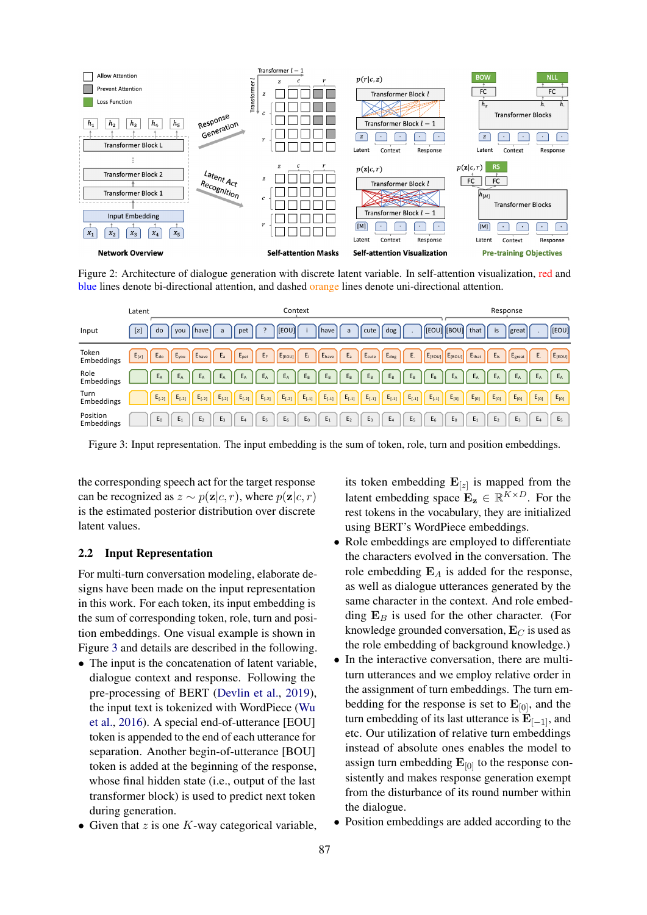Figure 2: Architecture of dialogue generation with discrete latent variable. In self-attention visualization, red and blue lines denote bi-directional attention, and dashed orange lines denote uni-directional attention.

Figure 3: Input representation. The input embedding is the sum of token, role, turn and position embeddings.

the corresponding speech act for the target response can be recognized as $z \sim p(\mathbf{z}|c, r)$, where $p(\mathbf{z}|c, r)$ is the estimated posterior distribution over discrete latent values.

## 2.2 Input Representation

For multi-turn conversation modeling, elaborate designs have been made on the input representation in this work. For each token, its input embedding is the sum of corresponding token, role, turn and position embeddings. One visual example is shown in Figure 3 and details are described in the following.

- The input is the concatenation of latent variable, dialogue context and response. Following the pre-processing of BERT (Devlin et al., 2019), the input text is tokenized with WordPiece (Wu et al., 2016). A special end-of-utterance [EOU] token is appended to the end of each utterance for separation. Another begin-of-utterance [BOU] token is added at the beginning of the response, whose final hidden state (i.e., output of the last transformer block) is used to predict next token during generation.
- Given that $z$ is one $K$-way categorical variable, its token embedding $\mathbf{E}_{[z]}$ is mapped from the latent embedding space $\mathbf{E_z} \in \mathbb{R}^{K \times D}$. For the rest tokens in the vocabulary, they are initialized using BERT's WordPiece embeddings.
- Role embeddings are employed to differentiate the characters evolved in the conversation. The role embedding $\mathbf{E}_A$ is added for the response, as well as dialogue utterances generated by the same character in the context. And role embedding $\mathbf{E}_B$ is used for the other character. (For knowledge grounded conversation, $\mathbf{E}_C$ is used as the role embedding of background knowledge.)
- In the interactive conversation, there are multi-turn utterances and we employ relative order in the assignment of turn embeddings. The turn embedding for the response is set to $\mathbf{E}_{[0]}$, and the turn embedding of its last utterance is $\mathbf{E}_{[-1]}$, and etc. Our utilization of relative turn embeddings instead of absolute ones enables the model to assign turn embedding $\mathbf{E}_{[0]}$ to the response consistently and makes response generation exempt from the disturbance of its round number within the dialogue.
- Position embeddings are added according to the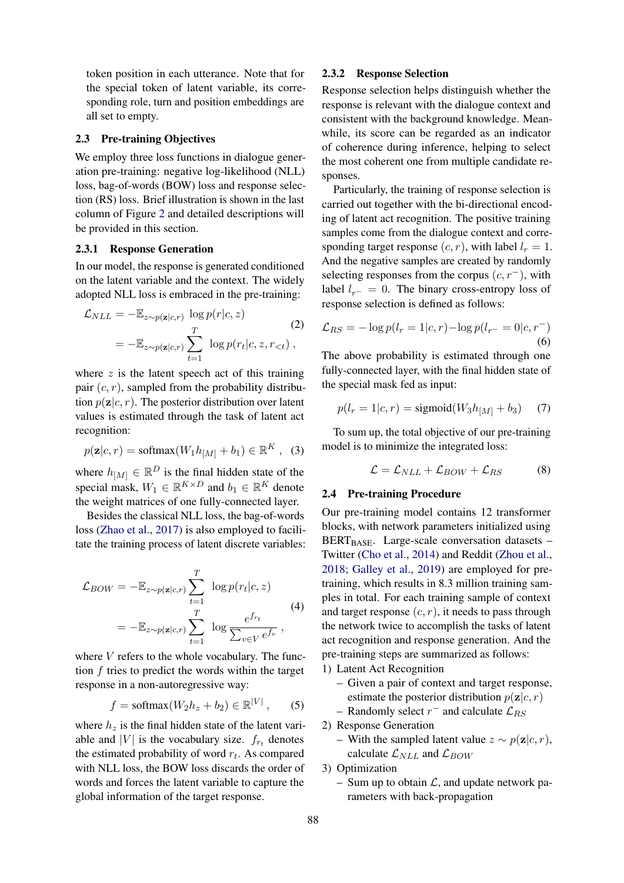token position in each utterance. Note that for the special token of latent variable, its corresponding role, turn and position embeddings are all set to empty.

## 2.3 Pre-training Objectives

We employ three loss functions in dialogue generation pre-training: negative log-likelihood (NLL) loss, bag-of-words (BOW) loss and response selection (RS) loss. Brief illustration is shown in the last column of Figure 2 and detailed descriptions will be provided in this section.

### 2.3.1 Response Generation

In our model, the response is generated conditioned on the latent variable and the context. The widely adopted NLL loss is embraced in the pre-training:

$$
\begin{aligned}
\mathcal{L}_{NLL} &= -\mathbb{E}_{z\sim p(\mathbf{z}|c,r)} \log p(r|c,z) \\
&= -\mathbb{E}_{z\sim p(\mathbf{z}|c,r)} \sum_{t=1}^{T} \log p(r_t|c,z,r_{<t}) \ ,
\end{aligned} \tag{2}
$$

where $z$ is the latent speech act of this training pair $(c, r)$, sampled from the probability distribution $p(\mathbf{z}|c, r)$. The posterior distribution over latent values is estimated through the task of latent act recognition:

$$
p(\mathbf{z}|c,r) = \text{softmax}(W_1 h_{[M]} + b_1) \in \mathbb{R}^K \ , \tag{3}
$$

where $h_{[M]} \in \mathbb{R}^D$ is the final hidden state of the special mask, $W_1 \in \mathbb{R}^{K\times D}$ and $b_1 \in \mathbb{R}^K$ denote the weight matrices of one fully-connected layer.

Besides the classical NLL loss, the bag-of-words loss (Zhao et al., 2017) is also employed to facilitate the training process of latent discrete variables:

$$
\begin{aligned}
\mathcal{L}_{BOW} &= -\mathbb{E}_{z\sim p(\mathbf{z}|c,r)} \sum_{t=1}^{T} \log p(r_t|c,z) \\
&= -\mathbb{E}_{z\sim p(\mathbf{z}|c,r)} \sum_{t=1}^{T} \log \frac{e^{f_{r_t}}}{\sum_{v\in V} e^{f_v}} \ ,
\end{aligned} \tag{4}
$$

where $V$ refers to the whole vocabulary. The function $f$ tries to predict the words within the target response in a non-autoregressive way:

$$
f = \text{softmax}(W_2 h_z + b_2) \in \mathbb{R}^{|V|} \ , \tag{5}
$$

where $h_z$ is the final hidden state of the latent variable and $|V|$ is the vocabulary size. $f_{r_t}$ denotes the estimated probability of word $r_t$. As compared with NLL loss, the BOW loss discards the order of words and forces the latent variable to capture the global information of the target response.

### 2.3.2 Response Selection

Response selection helps distinguish whether the response is relevant with the dialogue context and consistent with the background knowledge. Meanwhile, its score can be regarded as an indicator of coherence during inference, helping to select the most coherent one from multiple candidate responses.

Particularly, the training of response selection is carried out together with the bi-directional encoding of latent act recognition. The positive training samples come from the dialogue context and corresponding target response $(c, r)$, with label $l_r = 1$. And the negative samples are created by randomly selecting responses from the corpus $(c, r^-)$, with label $l_{r^-} = 0$. The binary cross-entropy loss of response selection is defined as follows:

$$
\mathcal{L}_{RS} = -\log p(l_r = 1|c,r) - \log p(l_{r^-} = 0|c,r^-) \tag{6}
$$

The above probability is estimated through one fully-connected layer, with the final hidden state of the special mask fed as input:

$$
p(l_r = 1|c,r) = \text{sigmoid}(W_3 h_{[M]} + b_3) \tag{7}
$$

To sum up, the total objective of our pre-training model is to minimize the integrated loss:

$$
\mathcal{L} = \mathcal{L}_{NLL} + \mathcal{L}_{BOW} + \mathcal{L}_{RS} \tag{8}
$$

## 2.4 Pre-training Procedure

Our pre-training model contains 12 transformer blocks, with network parameters initialized using $\text{BERT}_{\text{BASE}}$. Large-scale conversation datasets – Twitter (Cho et al., 2014) and Reddit (Zhou et al., 2018; Galley et al., 2019) are employed for pre-training, which results in 8.3 million training samples in total. For each training sample of context and target response $(c, r)$, it needs to pass through the network twice to accomplish the tasks of latent act recognition and response generation. And the pre-training steps are summarized as follows:

1) Latent Act Recognition
   - Given a pair of context and target response, estimate the posterior distribution $p(\mathbf{z}|c, r)$
   - Randomly select $r^-$ and calculate $\mathcal{L}_{RS}$
2) Response Generation
   - With the sampled latent value $z \sim p(\mathbf{z}|c, r)$, calculate $\mathcal{L}_{NLL}$ and $\mathcal{L}_{BOW}$
3) Optimization
   - Sum up to obtain $\mathcal{L}$, and update network parameters with back-propagation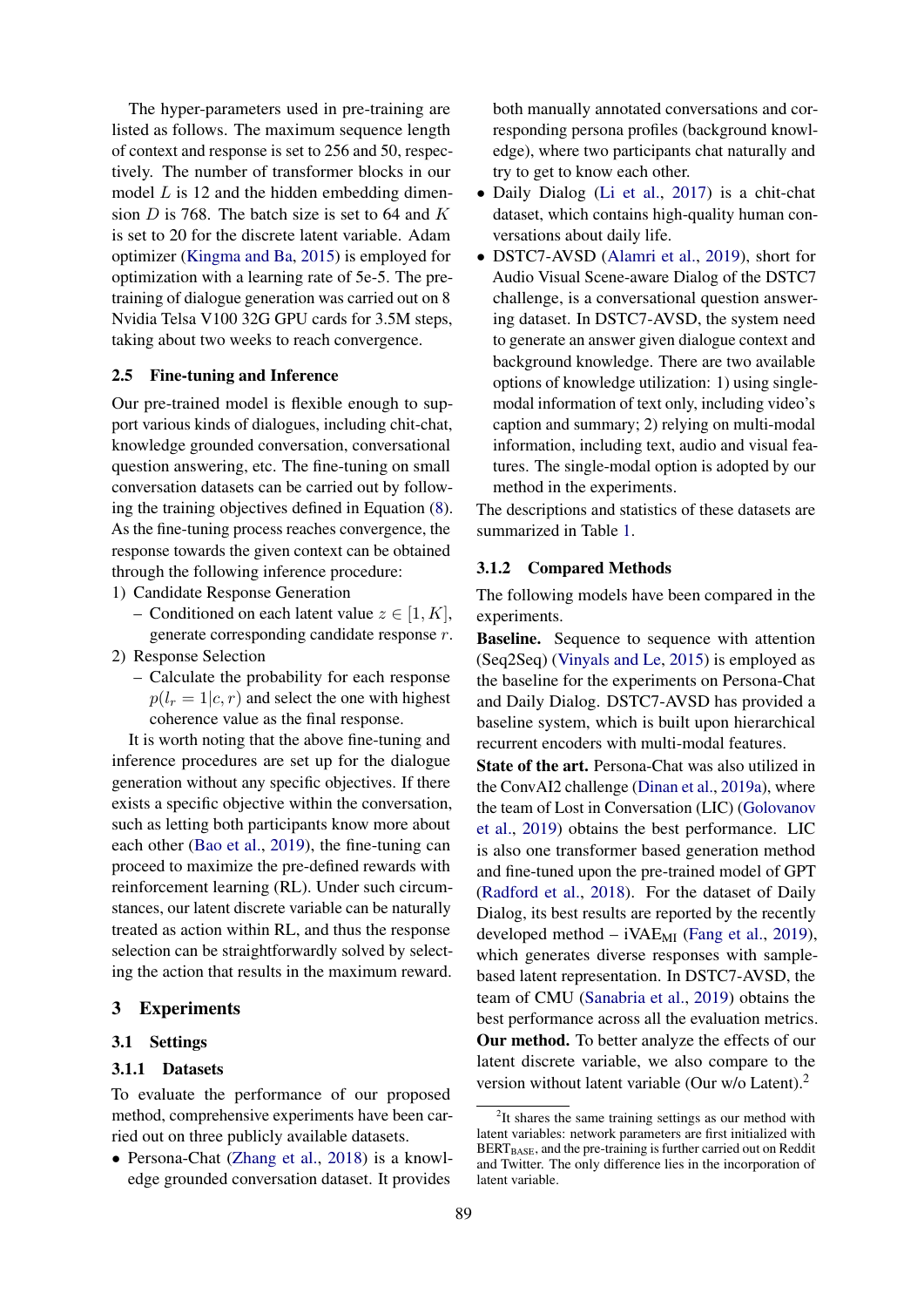The hyper-parameters used in pre-training are listed as follows. The maximum sequence length of context and response is set to 256 and 50, respectively. The number of transformer blocks in our model $L$ is 12 and the hidden embedding dimension $D$ is 768. The batch size is set to 64 and $K$ is set to 20 for the discrete latent variable. Adam optimizer (Kingma and Ba, 2015) is employed for optimization with a learning rate of 5e-5. The pre-training of dialogue generation was carried out on 8 Nvidia Telsa V100 32G GPU cards for 3.5M steps, taking about two weeks to reach convergence.

### 2.5 Fine-tuning and Inference

Our pre-trained model is flexible enough to support various kinds of dialogues, including chit-chat, knowledge grounded conversation, conversational question answering, etc. The fine-tuning on small conversation datasets can be carried out by following the training objectives defined in Equation (8). As the fine-tuning process reaches convergence, the response towards the given context can be obtained through the following inference procedure:

1) Candidate Response Generation
   - Conditioned on each latent value $z \in [1, K]$, generate corresponding candidate response $r$.
2) Response Selection
   - Calculate the probability for each response $p(l_r = 1|c, r)$ and select the one with highest coherence value as the final response.

It is worth noting that the above fine-tuning and inference procedures are set up for the dialogue generation without any specific objectives. If there exists a specific objective within the conversation, such as letting both participants know more about each other (Bao et al., 2019), the fine-tuning can proceed to maximize the pre-defined rewards with reinforcement learning (RL). Under such circumstances, our latent discrete variable can be naturally treated as action within RL, and thus the response selection can be straightforwardly solved by selecting the action that results in the maximum reward.

## 3 Experiments

### 3.1 Settings

#### 3.1.1 Datasets

To evaluate the performance of our proposed method, comprehensive experiments have been carried out on three publicly available datasets.

- Persona-Chat (Zhang et al., 2018) is a knowledge grounded conversation dataset. It provides both manually annotated conversations and corresponding persona profiles (background knowledge), where two participants chat naturally and try to get to know each other.
- Daily Dialog (Li et al., 2017) is a chit-chat dataset, which contains high-quality human conversations about daily life.
- DSTC7-AVSD (Alamri et al., 2019), short for Audio Visual Scene-aware Dialog of the DSTC7 challenge, is a conversational question answering dataset. In DSTC7-AVSD, the system need to generate an answer given dialogue context and background knowledge. There are two available options of knowledge utilization: 1) using single-modal information of text only, including video's caption and summary; 2) relying on multi-modal information, including text, audio and visual features. The single-modal option is adopted by our method in the experiments.

The descriptions and statistics of these datasets are summarized in Table 1.

#### 3.1.2 Compared Methods

The following models have been compared in the experiments.

**Baseline.** Sequence to sequence with attention (Seq2Seq) (Vinyals and Le, 2015) is employed as the baseline for the experiments on Persona-Chat and Daily Dialog. DSTC7-AVSD has provided a baseline system, which is built upon hierarchical recurrent encoders with multi-modal features.

**State of the art.** Persona-Chat was also utilized in the ConvAI2 challenge (Dinan et al., 2019a), where the team of Lost in Conversation (LIC) (Golovanov et al., 2019) obtains the best performance. LIC is also one transformer based generation method and fine-tuned upon the pre-trained model of GPT (Radford et al., 2018). For the dataset of Daily Dialog, its best results are reported by the recently developed method – iVAE$_{\text{MI}}$ (Fang et al., 2019), which generates diverse responses with sample-based latent representation. In DSTC7-AVSD, the team of CMU (Sanabria et al., 2019) obtains the best performance across all the evaluation metrics.

**Our method.** To better analyze the effects of our latent discrete variable, we also compare to the version without latent variable (Our w/o Latent).[2]

[2] It shares the same training settings as our method with latent variables: network parameters are first initialized with BERT$_{\text{BASE}}$, and the pre-training is further carried out on Reddit and Twitter. The only difference lies in the incorporation of latent variable.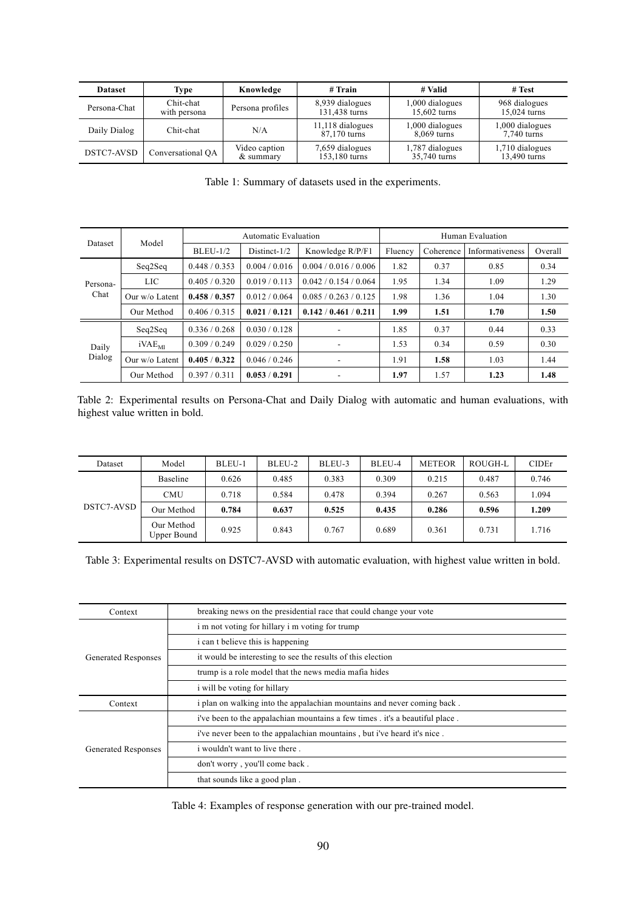| Dataset | Type | Knowledge | # Train | # Valid | # Test |
|---|---|---|---|---|---|
| Persona-Chat | Chit-chat with persona | Persona profiles | 8,939 dialogues 131,438 turns | 1,000 dialogues 15,602 turns | 968 dialogues 15,024 turns |
| Daily Dialog | Chit-chat | N/A | 11,118 dialogues 87,170 turns | 1,000 dialogues 8,069 turns | 1,000 dialogues 7,740 turns |
| DSTC7-AVSD | Conversational QA | Video caption & summary | 7,659 dialogues 153,180 turns | 1,787 dialogues 35,740 turns | 1,710 dialogues 13,490 turns |

Table 1: Summary of datasets used in the experiments.

| Dataset | Model | Automatic Evaluation | | | Human Evaluation | | | |
|---|---|---|---|---|---|---|---|---|
| | | BLEU-1/2 | Distinct-1/2 | Knowledge R/P/F1 | Fluency | Coherence | Informativeness | Overall |
| Persona-Chat | Seq2Seq | 0.448 / 0.353 | 0.004 / 0.016 | 0.004 / 0.016 / 0.006 | 1.82 | 0.37 | 0.85 | 0.34 |
| | LIC | 0.405 / 0.320 | 0.019 / 0.113 | 0.042 / 0.154 / 0.064 | 1.95 | 1.34 | 1.09 | 1.29 |
| | Our w/o Latent | **0.458** / **0.357** | 0.012 / 0.064 | 0.085 / 0.263 / 0.125 | 1.98 | 1.36 | 1.04 | 1.30 |
| | Our Method | 0.406 / 0.315 | **0.021** / **0.121** | **0.142** / **0.461** / **0.211** | **1.99** | **1.51** | **1.70** | **1.50** |
| Daily Dialog | Seq2Seq | 0.336 / 0.268 | 0.030 / 0.128 | - | 1.85 | 0.37 | 0.44 | 0.33 |
| | $\text{iVAE}_{\text{MI}}$ | 0.309 / 0.249 | 0.029 / 0.250 | - | 1.53 | 0.34 | 0.59 | 0.30 |
| | Our w/o Latent | **0.405** / **0.322** | 0.046 / 0.246 | - | 1.91 | **1.58** | 1.03 | 1.44 |
| | Our Method | 0.397 / 0.311 | **0.053** / **0.291** | - | **1.97** | 1.57 | **1.23** | **1.48** |

Table 2: Experimental results on Persona-Chat and Daily Dialog with automatic and human evaluations, with highest value written in bold.

| Dataset | Model | BLEU-1 | BLEU-2 | BLEU-3 | BLEU-4 | METEOR | ROUGH-L | CIDEr |
|---|---|---|---|---|---|---|---|---|
| DSTC7-AVSD | Baseline | 0.626 | 0.485 | 0.383 | 0.309 | 0.215 | 0.487 | 0.746 |
| | CMU | 0.718 | 0.584 | 0.478 | 0.394 | 0.267 | 0.563 | 1.094 |
| | Our Method | **0.784** | **0.637** | **0.525** | **0.435** | **0.286** | **0.596** | **1.209** |
| | Our Method Upper Bound | 0.925 | 0.843 | 0.767 | 0.689 | 0.361 | 0.731 | 1.716 |

Table 3: Experimental results on DSTC7-AVSD with automatic evaluation, with highest value written in bold.

| Context | breaking news on the presidential race that could change your vote |
|---|---|
| Generated Responses | i m not voting for hillary i m voting for trump |
| | i can t believe this is happening |
| | it would be interesting to see the results of this election |
| | trump is a role model that the news media mafia hides |
| | i will be voting for hillary |
| Context | i plan on walking into the appalachian mountains and never coming back . |
| Generated Responses | i've been to the appalachian mountains a few times . it's a beautiful place . |
| | i've never been to the appalachian mountains , but i've heard it's nice . |
| | i wouldn't want to live there . |
| | don't worry , you'll come back . |
| | that sounds like a good plan . |

Table 4: Examples of response generation with our pre-trained model.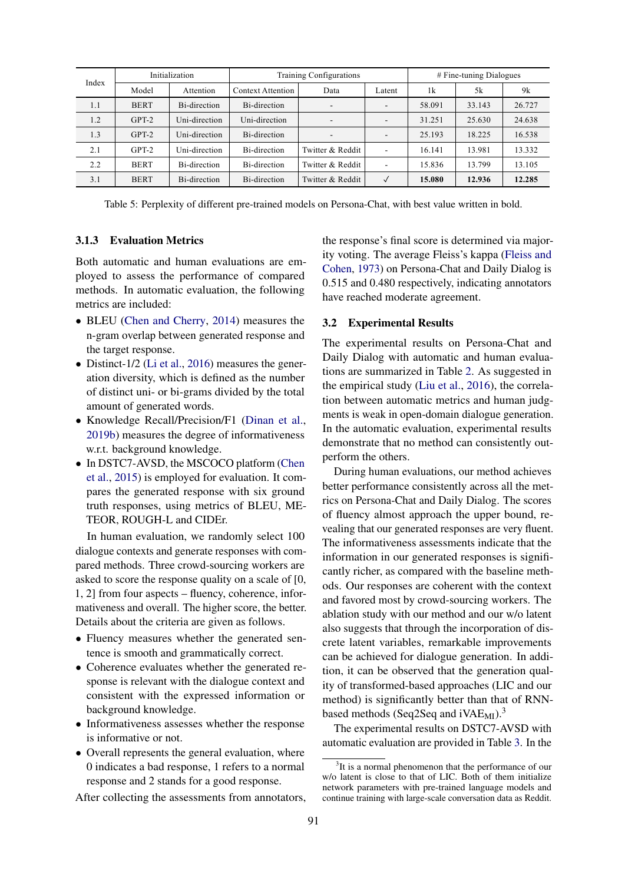| Index | Initialization | | Training Configurations | | | # Fine-tuning Dialogues | | |
|---|---|---|---|---|---|---|---|---|
| | Model | Attention | Context Attention | Data | Latent | 1k | 5k | 9k |
| 1.1 | BERT | Bi-direction | Bi-direction | - | - | 58.091 | 33.143 | 26.727 |
| 1.2 | GPT-2 | Uni-direction | Uni-direction | - | - | 31.251 | 25.630 | 24.638 |
| 1.3 | GPT-2 | Uni-direction | Bi-direction | - | - | 25.193 | 18.225 | 16.538 |
| 2.1 | GPT-2 | Uni-direction | Bi-direction | Twitter & Reddit | - | 16.141 | 13.981 | 13.332 |
| 2.2 | BERT | Bi-direction | Bi-direction | Twitter & Reddit | - | 15.836 | 13.799 | 13.105 |
| 3.1 | BERT | Bi-direction | Bi-direction | Twitter & Reddit | ✓ | **15.080** | **12.936** | **12.285** |

Table 5: Perplexity of different pre-trained models on Persona-Chat, with best value written in bold.

### 3.1.3 Evaluation Metrics

Both automatic and human evaluations are employed to assess the performance of compared methods. In automatic evaluation, the following metrics are included:

- BLEU (Chen and Cherry, 2014) measures the n-gram overlap between generated response and the target response.
- Distinct-1/2 (Li et al., 2016) measures the generation diversity, which is defined as the number of distinct uni- or bi-grams divided by the total amount of generated words.
- Knowledge Recall/Precision/F1 (Dinan et al., 2019b) measures the degree of informativeness w.r.t. background knowledge.
- In DSTC7-AVSD, the MSCOCO platform (Chen et al., 2015) is employed for evaluation. It compares the generated response with six ground truth responses, using metrics of BLEU, METEOR, ROUGE-L and CIDEr.

In human evaluation, we randomly select 100 dialogue contexts and generate responses with compared methods. Three crowd-sourcing workers are asked to score the response quality on a scale of [0, 1, 2] from four aspects – fluency, coherence, informativeness and overall. The higher score, the better. Details about the criteria are given as follows.

- Fluency measures whether the generated sentence is smooth and grammatically correct.
- Coherence evaluates whether the generated response is relevant with the dialogue context and consistent with the expressed information or background knowledge.
- Informativeness assesses whether the response is informative or not.
- Overall represents the general evaluation, where 0 indicates a bad response, 1 refers to a normal response and 2 stands for a good response.

After collecting the assessments from annotators, the response's final score is determined via majority voting. The average Fleiss's kappa (Fleiss and Cohen, 1973) on Persona-Chat and Daily Dialog is 0.515 and 0.480 respectively, indicating annotators have reached moderate agreement.

## 3.2 Experimental Results

The experimental results on Persona-Chat and Daily Dialog with automatic and human evaluations are summarized in Table 2. As suggested in the empirical study (Liu et al., 2016), the correlation between automatic metrics and human judgments is weak in open-domain dialogue generation. In the automatic evaluation, experimental results demonstrate that no method can consistently outperform the others.

During human evaluations, our method achieves better performance consistently across all the metrics on Persona-Chat and Daily Dialog. The scores of fluency almost approach the upper bound, revealing that our generated responses are very fluent. The informativeness assessments indicate that the information in our generated responses is significantly richer, as compared with the baseline methods. Our responses are coherent with the context and favored most by crowd-sourcing workers. The ablation study with our method and our w/o latent also suggests that through the incorporation of discrete latent variables, remarkable improvements can be achieved for dialogue generation. In addition, it can be observed that the generation quality of transformed-based approaches (LIC and our method) is significantly better than that of RNN-based methods (Seq2Seq and iVAE$_{\text{MI}}$).[3]

The experimental results on DSTC7-AVSD with automatic evaluation are provided in Table 3. In the

[3] It is a normal phenomenon that the performance of our w/o latent is close to that of LIC. Both of them initialize network parameters with pre-trained language models and continue training with large-scale conversation data as Reddit.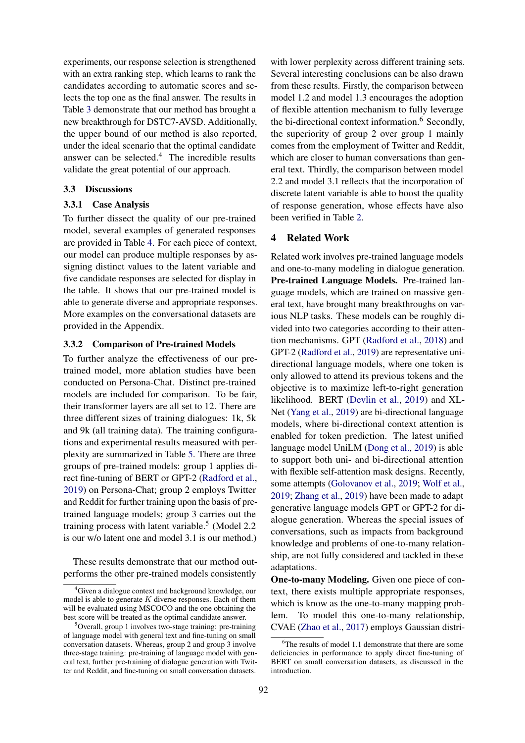experiments, our response selection is strengthened with an extra ranking step, which learns to rank the candidates according to automatic scores and selects the top one as the final answer. The results in Table 3 demonstrate that our method has brought a new breakthrough for DSTC7-AVSD. Additionally, the upper bound of our method is also reported, under the ideal scenario that the optimal candidate answer can be selected.[4] The incredible results validate the great potential of our approach.

## 3.3 Discussions

### 3.3.1 Case Analysis

To further dissect the quality of our pre-trained model, several examples of generated responses are provided in Table 4. For each piece of context, our model can produce multiple responses by assigning distinct values to the latent variable and five candidate responses are selected for display in the table. It shows that our pre-trained model is able to generate diverse and appropriate responses. More examples on the conversational datasets are provided in the Appendix.

### 3.3.2 Comparison of Pre-trained Models

To further analyze the effectiveness of our pre-trained model, more ablation studies have been conducted on Persona-Chat. Distinct pre-trained models are included for comparison. To be fair, their transformer layers are all set to 12. There are three different sizes of training dialogues: 1k, 5k and 9k (all training data). The training configurations and experimental results measured with perplexity are summarized in Table 5. There are three groups of pre-trained models: group 1 applies direct fine-tuning of BERT or GPT-2 (Radford et al., 2019) on Persona-Chat; group 2 employs Twitter and Reddit for further training upon the basis of pre-trained language models; group 3 carries out the training process with latent variable.[5] (Model 2.2 is our w/o latent one and model 3.1 is our method.)

These results demonstrate that our method outperforms the other pre-trained models consistently with lower perplexity across different training sets. Several interesting conclusions can be also drawn from these results. Firstly, the comparison between model 1.2 and model 1.3 encourages the adoption of flexible attention mechanism to fully leverage the bi-directional context information.[6] Secondly, the superiority of group 2 over group 1 mainly comes from the employment of Twitter and Reddit, which are closer to human conversations than general text. Thirdly, the comparison between model 2.2 and model 3.1 reflects that the incorporation of discrete latent variable is able to boost the quality of response generation, whose effects have also been verified in Table 2.

# 4 Related Work

Related work involves pre-trained language models and one-to-many modeling in dialogue generation.

**Pre-trained Language Models.** Pre-trained language models, which are trained on massive general text, have brought many breakthroughs on various NLP tasks. These models can be roughly divided into two categories according to their attention mechanisms. GPT (Radford et al., 2018) and GPT-2 (Radford et al., 2019) are representative uni-directional language models, where one token is only allowed to attend its previous tokens and the objective is to maximize left-to-right generation likelihood. BERT (Devlin et al., 2019) and XLNet (Yang et al., 2019) are bi-directional language models, where bi-directional context attention is enabled for token prediction. The latest unified language model UniLM (Dong et al., 2019) is able to support both uni- and bi-directional attention with flexible self-attention mask designs. Recently, some attempts (Golovanov et al., 2019; Wolf et al., 2019; Zhang et al., 2019) have been made to adapt generative language models GPT or GPT-2 for dialogue generation. Whereas the special issues of conversations, such as impacts from background knowledge and problems of one-to-many relationship, are not fully considered and tackled in these adaptations.

**One-to-many Modeling.** Given one piece of context, there exists multiple appropriate responses, which is know as the one-to-many mapping problem. To model this one-to-many relationship, CVAE (Zhao et al., 2017) employs Gaussian distri-

---

[4] Given a dialogue context and background knowledge, our model is able to generate $K$ diverse responses. Each of them will be evaluated using MSCOCO and the one obtaining the best score will be treated as the optimal candidate answer.

[5] Overall, group 1 involves two-stage training: pre-training of language model with general text and fine-tuning on small conversation datasets. Whereas, group 2 and group 3 involve three-stage training: pre-training of language model with general text, further pre-training of dialogue generation with Twitter and Reddit, and fine-tuning on small conversation datasets.

[6] The results of model 1.1 demonstrate that there are some deficiencies in performance to apply direct fine-tuning of BERT on small conversation datasets, as discussed in the introduction.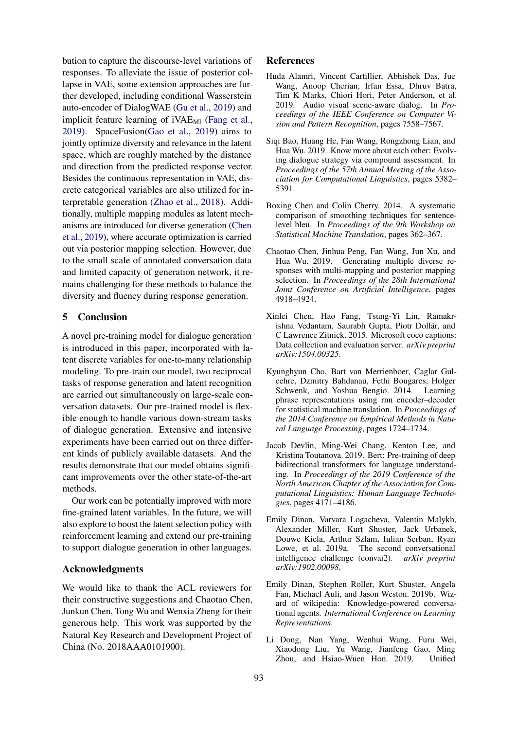bution to capture the discourse-level variations of responses. To alleviate the issue of posterior collapse in VAE, some extension approaches are further developed, including conditional Wasserstein auto-encoder of DialogWAE (Gu et al., 2019) and implicit feature learning of $\text{iVAE}_{\text{MI}}$ (Fang et al., 2019). SpaceFusion(Gao et al., 2019) aims to jointly optimize diversity and relevance in the latent space, which are roughly matched by the distance and direction from the predicted response vector. Besides the continuous representation in VAE, discrete categorical variables are also utilized for interpretable generation (Zhao et al., 2018). Additionally, multiple mapping modules as latent mechanisms are introduced for diverse generation (Chen et al., 2019), where accurate optimization is carried out via posterior mapping selection. However, due to the small scale of annotated conversation data and limited capacity of generation network, it remains challenging for these methods to balance the diversity and fluency during response generation.

## 5 Conclusion

A novel pre-training model for dialogue generation is introduced in this paper, incorporated with latent discrete variables for one-to-many relationship modeling. To pre-train our model, two reciprocal tasks of response generation and latent recognition are carried out simultaneously on large-scale conversation datasets. Our pre-trained model is flexible enough to handle various down-stream tasks of dialogue generation. Extensive and intensive experiments have been carried out on three different kinds of publicly available datasets. And the results demonstrate that our model obtains significant improvements over the other state-of-the-art methods.

Our work can be potentially improved with more fine-grained latent variables. In the future, we will also explore to boost the latent selection policy with reinforcement learning and extend our pre-training to support dialogue generation in other languages.

## Acknowledgments

We would like to thank the ACL reviewers for their constructive suggestions and Chaotao Chen, Junkun Chen, Tong Wu and Wenxia Zheng for their generous help. This work was supported by the Natural Key Research and Development Project of China (No. 2018AAA0101900).

## References

Huda Alamri, Vincent Cartillier, Abhishek Das, Jue Wang, Anoop Cherian, Irfan Essa, Dhruv Batra, Tim K Marks, Chiori Hori, Peter Anderson, et al. 2019. Audio visual scene-aware dialog. In *Proceedings of the IEEE Conference on Computer Vision and Pattern Recognition*, pages 7558–7567.

Siqi Bao, Huang He, Fan Wang, Rongzhong Lian, and Hua Wu. 2019. Know more about each other: Evolving dialogue strategy via compound assessment. In *Proceedings of the 57th Annual Meeting of the Association for Computational Linguistics*, pages 5382–5391.

Boxing Chen and Colin Cherry. 2014. A systematic comparison of smoothing techniques for sentence-level bleu. In *Proceedings of the 9th Workshop on Statistical Machine Translation*, pages 362–367.

Chaotao Chen, Jinhua Peng, Fan Wang, Jun Xu, and Hua Wu. 2019. Generating multiple diverse responses with multi-mapping and posterior mapping selection. In *Proceedings of the 28th International Joint Conference on Artificial Intelligence*, pages 4918–4924.

Xinlei Chen, Hao Fang, Tsung-Yi Lin, Ramakrishna Vedantam, Saurabh Gupta, Piotr Dollár, and C Lawrence Zitnick. 2015. Microsoft coco captions: Data collection and evaluation server. *arXiv preprint arXiv:1504.00325*.

Kyunghyun Cho, Bart van Merrienboer, Caglar Gulcehre, Dzmitry Bahdanau, Fethi Bougares, Holger Schwenk, and Yoshua Bengio. 2014. Learning phrase representations using rnn encoder–decoder for statistical machine translation. In *Proceedings of the 2014 Conference on Empirical Methods in Natural Language Processing*, pages 1724–1734.

Jacob Devlin, Ming-Wei Chang, Kenton Lee, and Kristina Toutanova. 2019. Bert: Pre-training of deep bidirectional transformers for language understanding. In *Proceedings of the 2019 Conference of the North American Chapter of the Association for Computational Linguistics: Human Language Technologies*, pages 4171–4186.

Emily Dinan, Varvara Logacheva, Valentin Malykh, Alexander Miller, Kurt Shuster, Jack Urbanek, Douwe Kiela, Arthur Szlam, Iulian Serban, Ryan Lowe, et al. 2019a. The second conversational intelligence challenge (convai2). *arXiv preprint arXiv:1902.00098*.

Emily Dinan, Stephen Roller, Kurt Shuster, Angela Fan, Michael Auli, and Jason Weston. 2019b. Wizard of wikipedia: Knowledge-powered conversational agents. *International Conference on Learning Representations*.

Li Dong, Nan Yang, Wenhui Wang, Furu Wei, Xiaodong Liu, Yu Wang, Jianfeng Gao, Ming Zhou, and Hsiao-Wuen Hon. 2019. Unified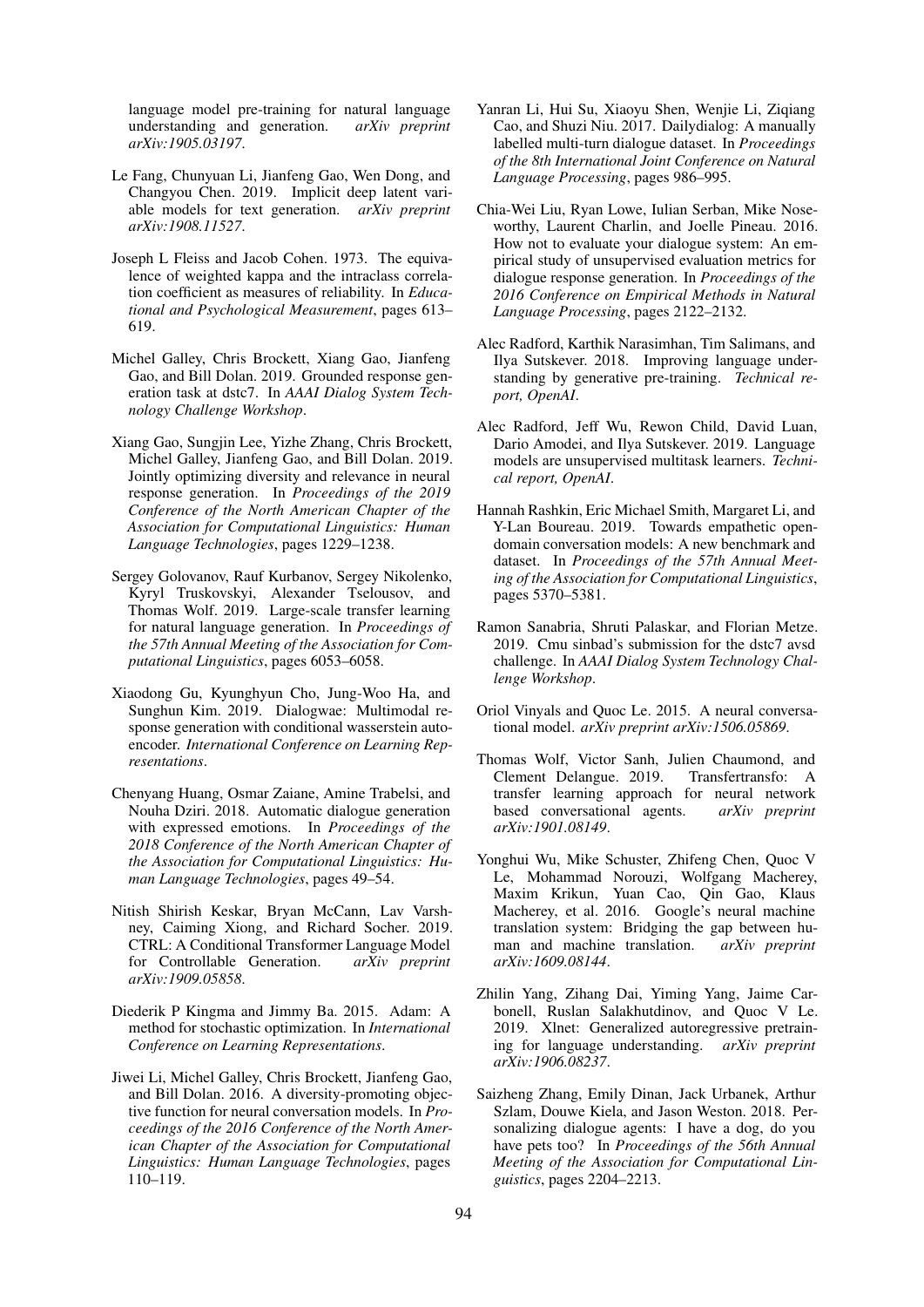language model pre-training for natural language understanding and generation. *arXiv preprint arXiv:1905.03197*.

Le Fang, Chunyuan Li, Jianfeng Gao, Wen Dong, and Changyou Chen. 2019. Implicit deep latent variable models for text generation. *arXiv preprint arXiv:1908.11527*.

Joseph L Fleiss and Jacob Cohen. 1973. The equivalence of weighted kappa and the intraclass correlation coefficient as measures of reliability. In *Educational and Psychological Measurement*, pages 613–619.

Michel Galley, Chris Brockett, Xiang Gao, Jianfeng Gao, and Bill Dolan. 2019. Grounded response generation task at dstc7. In *AAAI Dialog System Technology Challenge Workshop*.

Xiang Gao, Sungjin Lee, Yizhe Zhang, Chris Brockett, Michel Galley, Jianfeng Gao, and Bill Dolan. 2019. Jointly optimizing diversity and relevance in neural response generation. In *Proceedings of the 2019 Conference of the North American Chapter of the Association for Computational Linguistics: Human Language Technologies*, pages 1229–1238.

Sergey Golovanov, Rauf Kurbanov, Sergey Nikolenko, Kyryl Truskovskyi, Alexander Tselousov, and Thomas Wolf. 2019. Large-scale transfer learning for natural language generation. In *Proceedings of the 57th Annual Meeting of the Association for Computational Linguistics*, pages 6053–6058.

Xiaodong Gu, Kyunghyun Cho, Jung-Woo Ha, and Sunghun Kim. 2019. Dialogwae: Multimodal response generation with conditional wasserstein autoencoder. *International Conference on Learning Representations*.

Chenyang Huang, Osmar Zaiane, Amine Trabelsi, and Nouha Dziri. 2018. Automatic dialogue generation with expressed emotions. In *Proceedings of the 2018 Conference of the North American Chapter of the Association for Computational Linguistics: Human Language Technologies*, pages 49–54.

Nitish Shirish Keskar, Bryan McCann, Lav Varshney, Caiming Xiong, and Richard Socher. 2019. CTRL: A Conditional Transformer Language Model for Controllable Generation. *arXiv preprint arXiv:1909.05858*.

Diederik P Kingma and Jimmy Ba. 2015. Adam: A method for stochastic optimization. In *International Conference on Learning Representations*.

Jiwei Li, Michel Galley, Chris Brockett, Jianfeng Gao, and Bill Dolan. 2016. A diversity-promoting objective function for neural conversation models. In *Proceedings of the 2016 Conference of the North American Chapter of the Association for Computational Linguistics: Human Language Technologies*, pages 110–119.

Yanran Li, Hui Su, Xiaoyu Shen, Wenjie Li, Ziqiang Cao, and Shuzi Niu. 2017. Dailydialog: A manually labelled multi-turn dialogue dataset. In *Proceedings of the 8th International Joint Conference on Natural Language Processing*, pages 986–995.

Chia-Wei Liu, Ryan Lowe, Iulian Serban, Mike Noseworthy, Laurent Charlin, and Joelle Pineau. 2016. How not to evaluate your dialogue system: An empirical study of unsupervised evaluation metrics for dialogue response generation. In *Proceedings of the 2016 Conference on Empirical Methods in Natural Language Processing*, pages 2122–2132.

Alec Radford, Karthik Narasimhan, Tim Salimans, and Ilya Sutskever. 2018. Improving language understanding by generative pre-training. *Technical report, OpenAI*.

Alec Radford, Jeff Wu, Rewon Child, David Luan, Dario Amodei, and Ilya Sutskever. 2019. Language models are unsupervised multitask learners. *Technical report, OpenAI*.

Hannah Rashkin, Eric Michael Smith, Margaret Li, and Y-Lan Boureau. 2019. Towards empathetic open-domain conversation models: A new benchmark and dataset. In *Proceedings of the 57th Annual Meeting of the Association for Computational Linguistics*, pages 5370–5381.

Ramon Sanabria, Shruti Palaskar, and Florian Metze. 2019. Cmu sinbad's submission for the dstc7 avsd challenge. In *AAAI Dialog System Technology Challenge Workshop*.

Oriol Vinyals and Quoc Le. 2015. A neural conversational model. *arXiv preprint arXiv:1506.05869*.

Thomas Wolf, Victor Sanh, Julien Chaumond, and Clement Delangue. 2019. Transfertransfo: A transfer learning approach for neural network based conversational agents. *arXiv preprint arXiv:1901.08149*.

Yonghui Wu, Mike Schuster, Zhifeng Chen, Quoc V Le, Mohammad Norouzi, Wolfgang Macherey, Maxim Krikun, Yuan Cao, Qin Gao, Klaus Macherey, et al. 2016. Google's neural machine translation system: Bridging the gap between human and machine translation. *arXiv preprint arXiv:1609.08144*.

Zhilin Yang, Zihang Dai, Yiming Yang, Jaime Carbonell, Ruslan Salakhutdinov, and Quoc V Le. 2019. Xlnet: Generalized autoregressive pretraining for language understanding. *arXiv preprint arXiv:1906.08237*.

Saizheng Zhang, Emily Dinan, Jack Urbanek, Arthur Szlam, Douwe Kiela, and Jason Weston. 2018. Personalizing dialogue agents: I have a dog, do you have pets too? In *Proceedings of the 56th Annual Meeting of the Association for Computational Linguistics*, pages 2204–2213.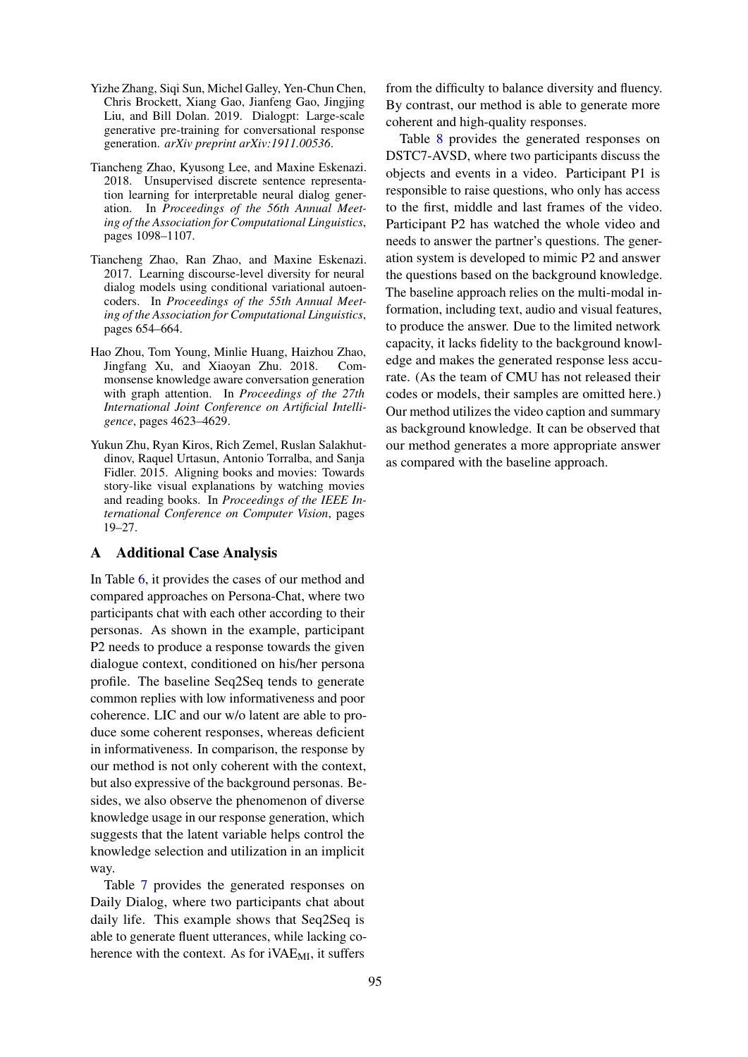Yizhe Zhang, Siqi Sun, Michel Galley, Yen-Chun Chen, Chris Brockett, Xiang Gao, Jianfeng Gao, Jingjing Liu, and Bill Dolan. 2019. Dialogpt: Large-scale generative pre-training for conversational response generation. *arXiv preprint arXiv:1911.00536*.

Tiancheng Zhao, Kyusong Lee, and Maxine Eskenazi. 2018. Unsupervised discrete sentence representation learning for interpretable neural dialog generation. In *Proceedings of the 56th Annual Meeting of the Association for Computational Linguistics*, pages 1098–1107.

Tiancheng Zhao, Ran Zhao, and Maxine Eskenazi. 2017. Learning discourse-level diversity for neural dialog models using conditional variational autoencoders. In *Proceedings of the 55th Annual Meeting of the Association for Computational Linguistics*, pages 654–664.

Hao Zhou, Tom Young, Minlie Huang, Haizhou Zhao, Jingfang Xu, and Xiaoyan Zhu. 2018. Commonsense knowledge aware conversation generation with graph attention. In *Proceedings of the 27th International Joint Conference on Artificial Intelligence*, pages 4623–4629.

Yukun Zhu, Ryan Kiros, Rich Zemel, Ruslan Salakhutdinov, Raquel Urtasun, Antonio Torralba, and Sanja Fidler. 2015. Aligning books and movies: Towards story-like visual explanations by watching movies and reading books. In *Proceedings of the IEEE International Conference on Computer Vision*, pages 19–27.

## A Additional Case Analysis

In Table 6, it provides the cases of our method and compared approaches on Persona-Chat, where two participants chat with each other according to their personas. As shown in the example, participant P2 needs to produce a response towards the given dialogue context, conditioned on his/her persona profile. The baseline Seq2Seq tends to generate common replies with low informativeness and poor coherence. LIC and our w/o latent are able to produce some coherent responses, whereas deficient in informativeness. In comparison, the response by our method is not only coherent with the context, but also expressive of the background personas. Besides, we also observe the phenomenon of diverse knowledge usage in our response generation, which suggests that the latent variable helps control the knowledge selection and utilization in an implicit way.

Table 7 provides the generated responses on Daily Dialog, where two participants chat about daily life. This example shows that Seq2Seq is able to generate fluent utterances, while lacking coherence with the context. As for iVAE$_{\text{MI}}$, it suffers from the difficulty to balance diversity and fluency. By contrast, our method is able to generate more coherent and high-quality responses.

Table 8 provides the generated responses on DSTC7-AVSD, where two participants discuss the objects and events in a video. Participant P1 is responsible to raise questions, who only has access to the first, middle and last frames of the video. Participant P2 has watched the whole video and needs to answer the partner's questions. The generation system is developed to mimic P2 and answer the questions based on the background knowledge. The baseline approach relies on the multi-modal information, including text, audio and visual features, to produce the answer. Due to the limited network capacity, it lacks fidelity to the background knowledge and makes the generated response less accurate. (As the team of CMU has not released their codes or models, their samples are omitted here.) Our method utilizes the video caption and summary as background knowledge. It can be observed that our method generates a more appropriate answer as compared with the baseline approach.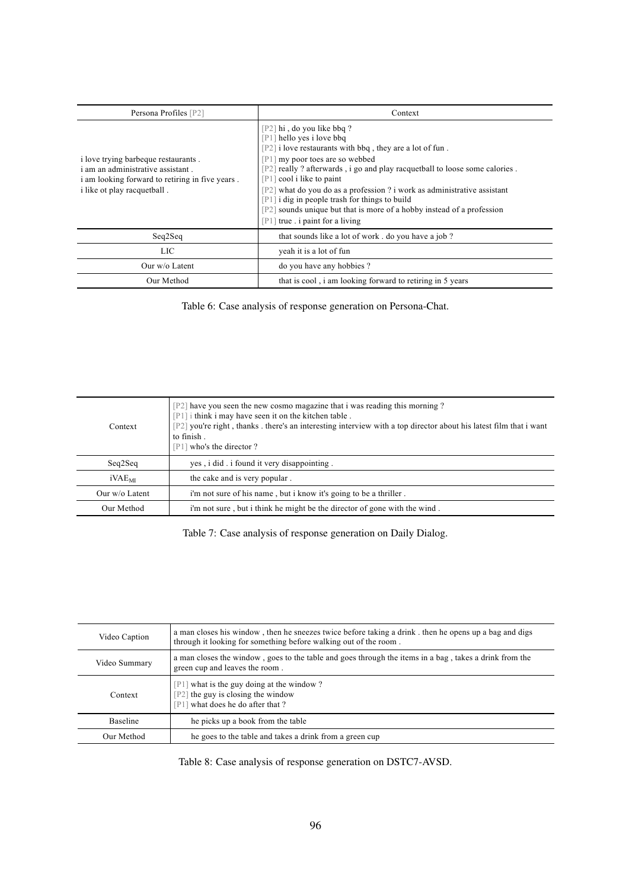| Persona Profiles [P2] | Context |
|---|---|
| i love trying barbeque restaurants .<br>i am an administrative assistant .<br>i am looking forward to retiring in five years .<br>i like ot play racquetball . | [P2] hi , do you like bbq ?<br>[P1] hello yes i love bbq<br>[P2] i love restaurants with bbq , they are a lot of fun .<br>[P1] my poor toes are so webbed<br>[P2] really ? afterwards , i go and play racquetball to loose some calories .<br>[P1] cool i like to paint<br>[P2] what do you do as a profession ? i work as administrative assistant<br>[P1] i dig in people trash for things to build<br>[P2] sounds unique but that is more of a hobby instead of a profession<br>[P1] true . i paint for a living |
| Seq2Seq | that sounds like a lot of work . do you have a job ? |
| LIC | yeah it is a lot of fun |
| Our w/o Latent | do you have any hobbies ? |
| Our Method | that is cool , i am looking forward to retiring in 5 years |

Table 6: Case analysis of response generation on Persona-Chat.

| | |
|---|---|
| Context | [P2] have you seen the new cosmo magazine that i was reading this morning ?<br>[P1] i think i may have seen it on the kitchen table .<br>[P2] you're right , thanks . there's an interesting interview with a top director about his latest film that i want to finish .<br>[P1] who's the director ? |
| Seq2Seq | yes , i did . i found it very disappointing . |
| $\text{iVAE}_{\text{MI}}$ | the cake and is very popular . |
| Our w/o Latent | i'm not sure of his name , but i know it's going to be a thriller . |
| Our Method | i'm not sure , but i think he might be the director of gone with the wind . |

Table 7: Case analysis of response generation on Daily Dialog.

| | |
|---|---|
| Video Caption | a man closes his window , then he sneezes twice before taking a drink . then he opens up a bag and digs through it looking for something before walking out of the room . |
| Video Summary | a man closes the window , goes to the table and goes through the items in a bag , takes a drink from the green cup and leaves the room . |
| Context | [P1] what is the guy doing at the window ?<br>[P2] the guy is closing the window<br>[P1] what does he do after that ? |
| Baseline | he picks up a book from the table |
| Our Method | he goes to the table and takes a drink from a green cup |

Table 8: Case analysis of response generation on DSTC7-AVSD.